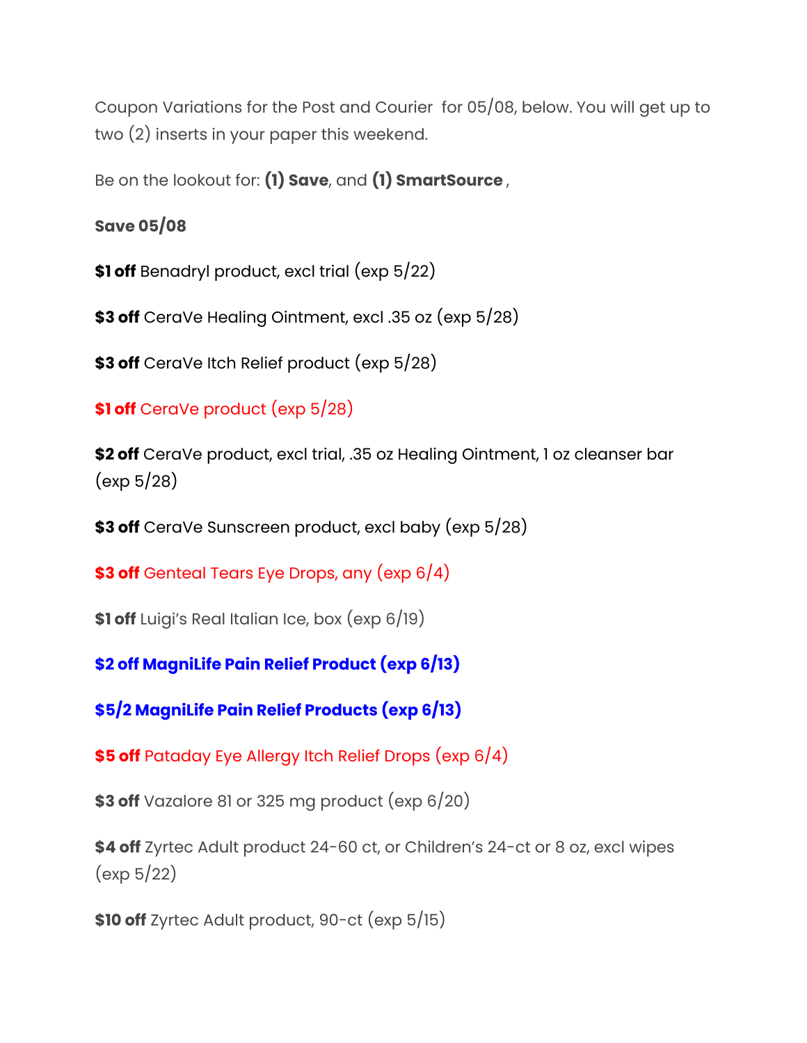Coupon Variations for the Post and Courier for 05/08, below. You will get up to two (2) inserts in your paper this weekend.

Be on the lookout for: **(1) Save**, and **(1) SmartSource** ,

**Save 05/08**

**$1 off** Benadryl product, excl trial (exp 5/22)

**$3 off** CeraVe Healing Ointment, excl .35 oz (exp 5/28)

**$3 off** CeraVe Itch Relief product (exp 5/28)

**$1 off** CeraVe product (exp 5/28)

**$2 off** CeraVe product, excl trial, .35 oz Healing Ointment, 1 oz cleanser bar (exp 5/28)

**$3 off** CeraVe Sunscreen product, excl baby (exp 5/28)

**$3 off** Genteal Tears Eye Drops, any (exp 6/4)

**$1 off** Luigi's Real Italian Ice, box (exp 6/19)

**$2 off MagniLife Pain Relief Product (exp 6/13)**

**$5/2 MagniLife Pain Relief Products (exp 6/13)**

**$5 off** Pataday Eye Allergy Itch Relief Drops (exp 6/4)

**$3 off** Vazalore 81 or 325 mg product (exp 6/20)

**$4 off** Zyrtec Adult product 24-60 ct, or Children's 24-ct or 8 oz, excl wipes (exp 5/22)

**$10 off** Zyrtec Adult product, 90-ct (exp 5/15)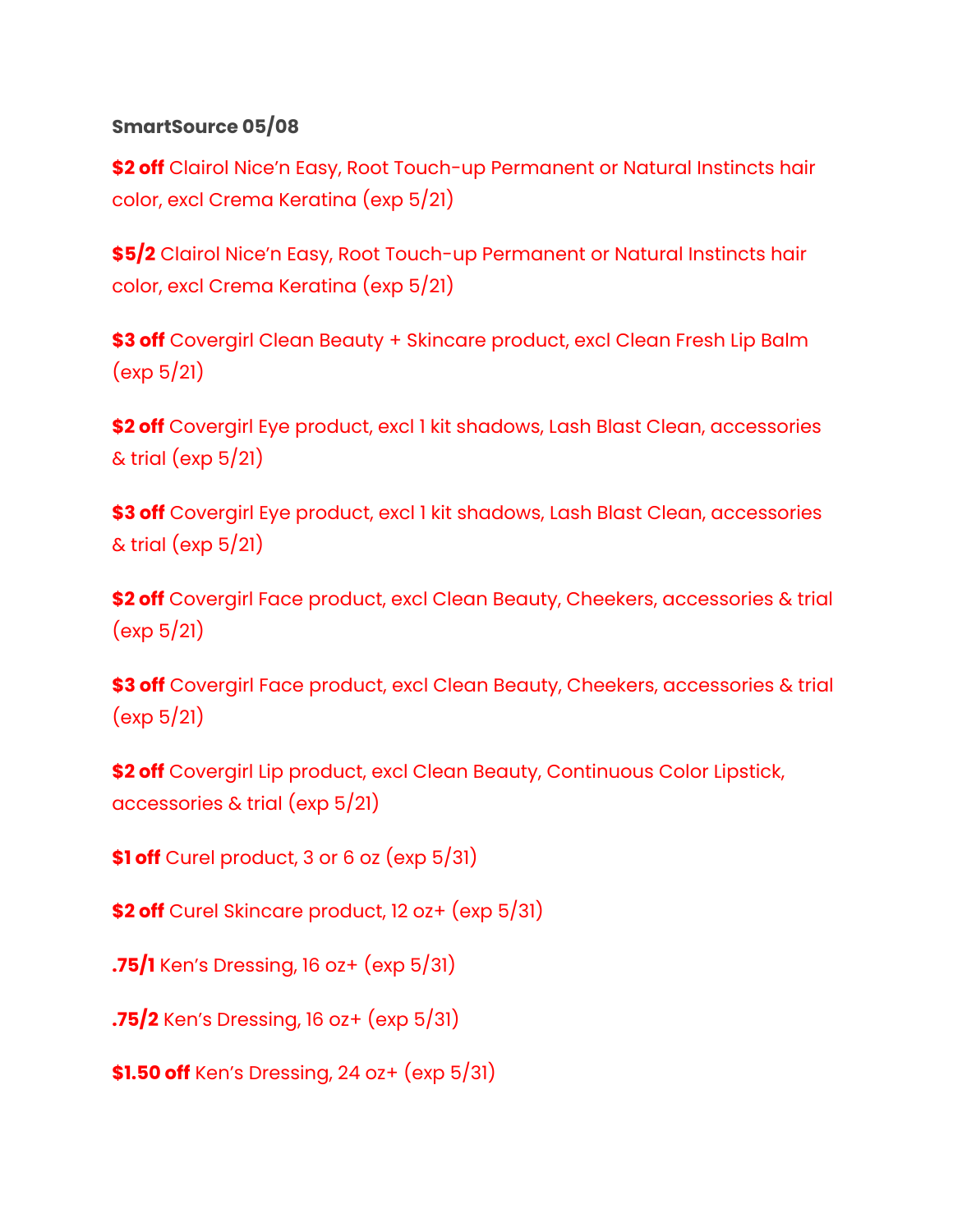**SmartSource 05/08**

**$2 off** Clairol Nice'n Easy, Root Touch-up Permanent or Natural Instincts hair color, excl Crema Keratina (exp 5/21)

**$5/2** Clairol Nice'n Easy, Root Touch-up Permanent or Natural Instincts hair color, excl Crema Keratina (exp 5/21)

**$3 off** Covergirl Clean Beauty + Skincare product, excl Clean Fresh Lip Balm (exp 5/21)

**$2 off** Covergirl Eye product, excl 1 kit shadows, Lash Blast Clean, accessories & trial (exp 5/21)

**$3 off** Covergirl Eye product, excl 1 kit shadows, Lash Blast Clean, accessories & trial (exp 5/21)

**$2 off** Covergirl Face product, excl Clean Beauty, Cheekers, accessories & trial (exp 5/21)

**$3 off** Covergirl Face product, excl Clean Beauty, Cheekers, accessories & trial (exp 5/21)

**$2 off** Covergirl Lip product, excl Clean Beauty, Continuous Color Lipstick, accessories & trial (exp 5/21)

**$1 off** Curel product, 3 or 6 oz (exp 5/31)

**$2 off** Curel Skincare product, 12 oz+ (exp 5/31)

**.75/1** Ken's Dressing, 16 oz+ (exp 5/31)

**.75/2** Ken's Dressing, 16 oz+ (exp 5/31)

**$1.50 off** Ken's Dressing, 24 oz+ (exp 5/31)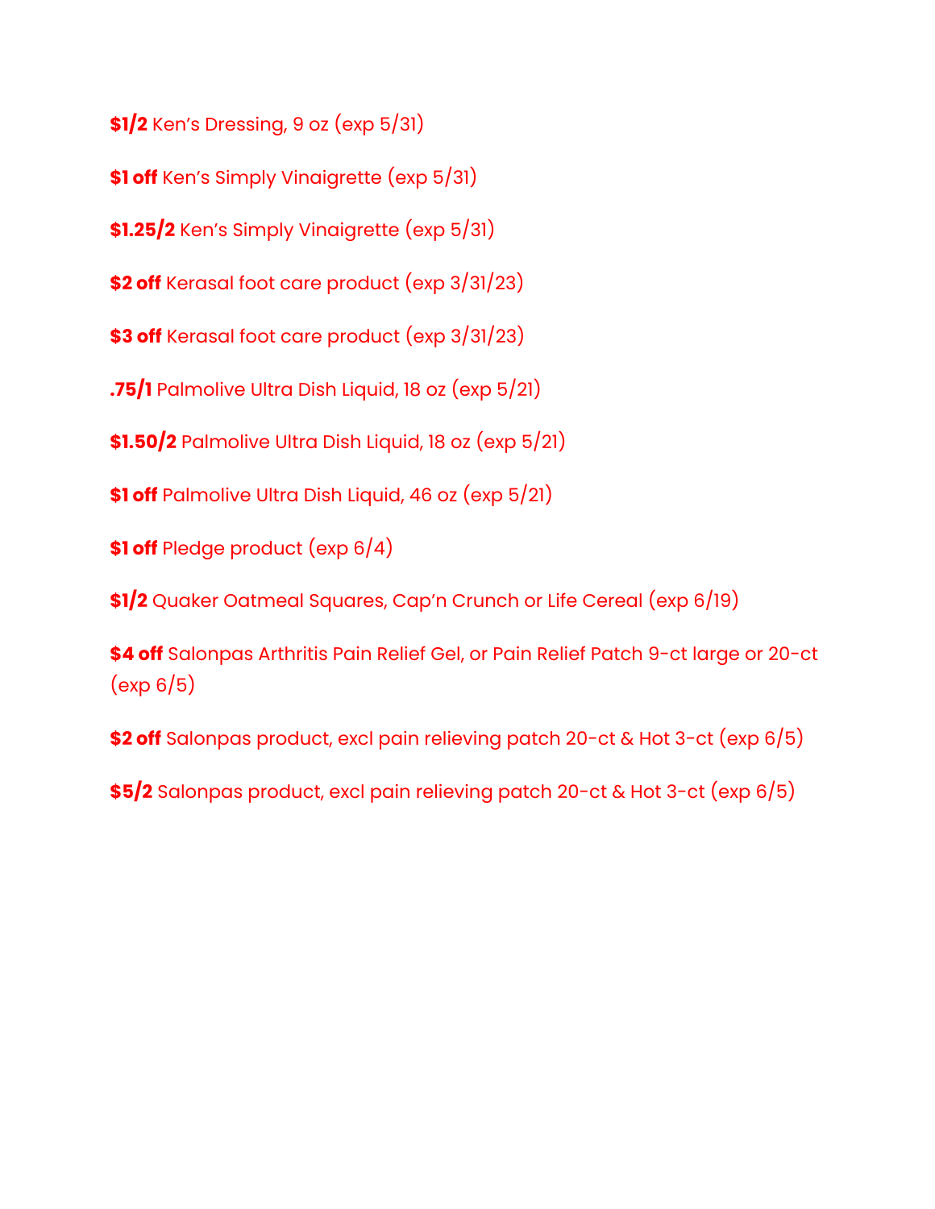**$1/2** Ken's Dressing, 9 oz (exp 5/31)

**$1 off** Ken's Simply Vinaigrette (exp 5/31)

**$1.25/2** Ken's Simply Vinaigrette (exp 5/31)

**$2 off** Kerasal foot care product (exp 3/31/23)

**$3 off** Kerasal foot care product (exp 3/31/23)

**.75/1** Palmolive Ultra Dish Liquid, 18 oz (exp 5/21)

**$1.50/2** Palmolive Ultra Dish Liquid, 18 oz (exp 5/21)

**$1 off** Palmolive Ultra Dish Liquid, 46 oz (exp 5/21)

**$1 off** Pledge product (exp 6/4)

**$1/2** Quaker Oatmeal Squares, Cap'n Crunch or Life Cereal (exp 6/19)

**$4 off** Salonpas Arthritis Pain Relief Gel, or Pain Relief Patch 9-ct large or 20-ct (exp 6/5)

**$2 off** Salonpas product, excl pain relieving patch 20-ct & Hot 3-ct (exp 6/5)

**$5/2** Salonpas product, excl pain relieving patch 20-ct & Hot 3-ct (exp 6/5)